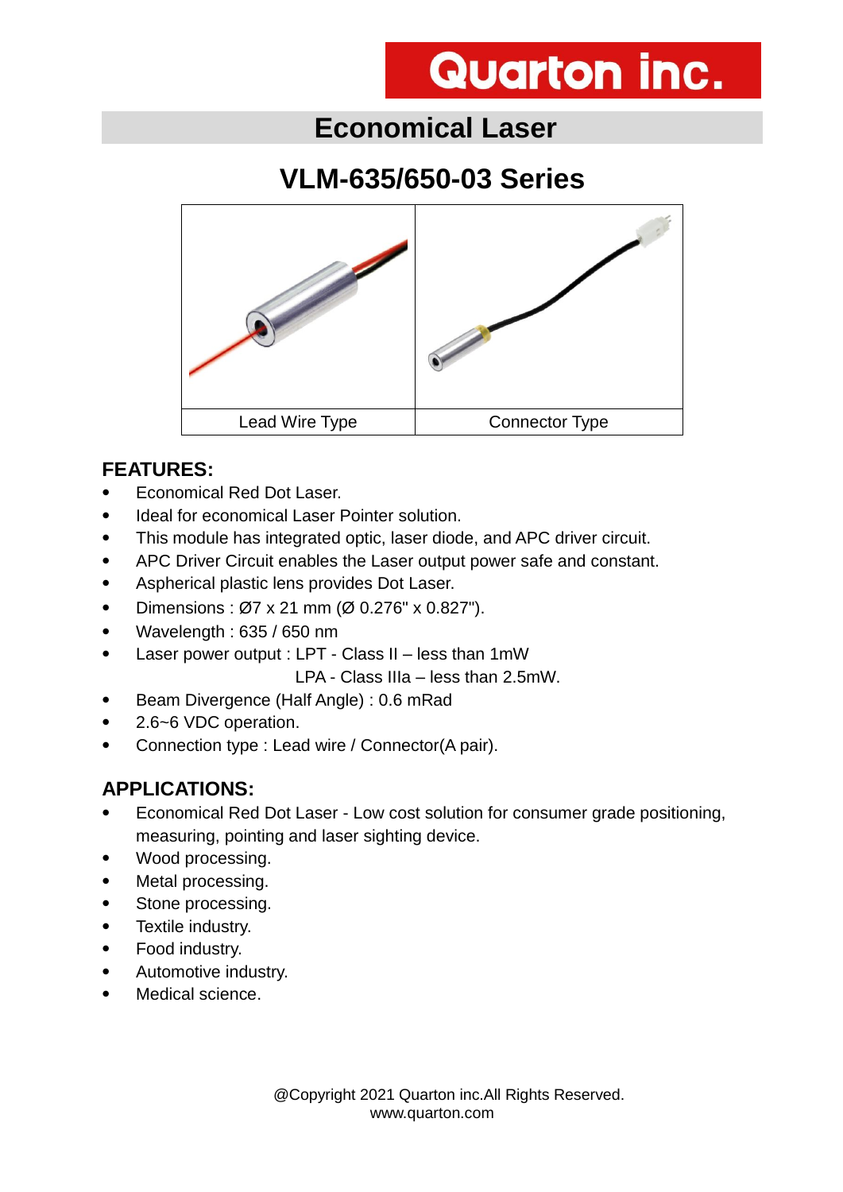Quarton inc.

# Economical Laser

## VLM-635/650-03 Series

| Lead Wire Type | Connector Type |
|---|---|

### FEATURES:

- Economical Red Dot Laser.
- Ideal for economical Laser Pointer solution.
- This module has integrated optic, laser diode, and APC driver circuit.
- APC Driver Circuit enables the Laser output power safe and constant.
- Aspherical plastic lens provides Dot Laser.
- Dimensions : Ø7 x 21 mm (Ø 0.276" x 0.827").
- Wavelength : 635 / 650 nm
- Laser power output : LPT - Class II – less than 1mW
  LPA - Class IIIa – less than 2.5mW.
- Beam Divergence (Half Angle) : 0.6 mRad
- 2.6~6 VDC operation.
- Connection type : Lead wire / Connector(A pair).

### APPLICATIONS:

- Economical Red Dot Laser - Low cost solution for consumer grade positioning, measuring, pointing and laser sighting device.
- Wood processing.
- Metal processing.
- Stone processing.
- Textile industry.
- Food industry.
- Automotive industry.
- Medical science.

@Copyright 2021 Quarton inc.All Rights Reserved.
www.quarton.com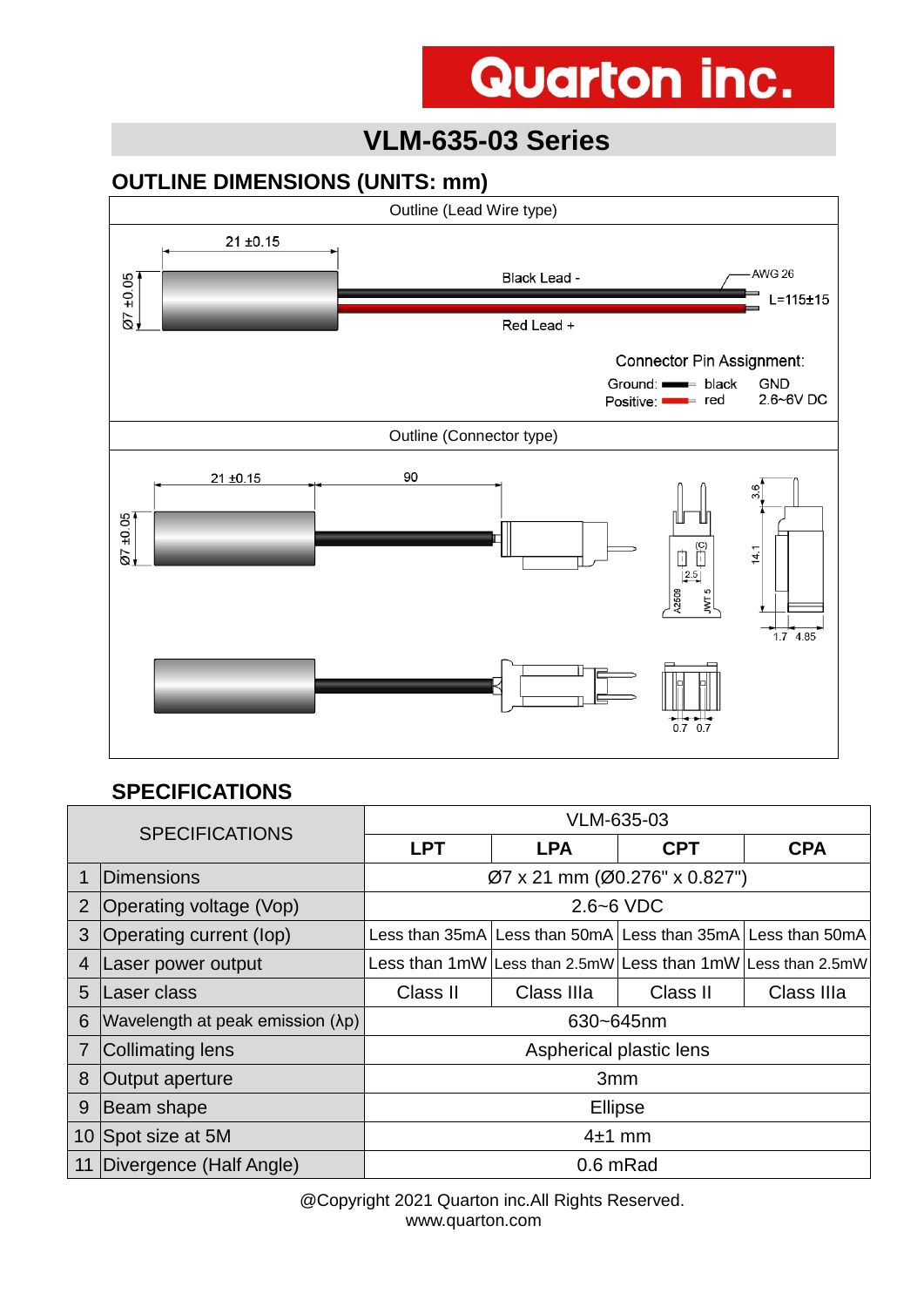Quarton inc.

# VLM-635-03 Series

## OUTLINE DIMENSIONS (UNITS: mm)

Outline (Lead Wire type)

21 ±0.15

Ø7 ±0.05

Black Lead -

Red Lead +

AWG 26

L=115±15

Connector Pin Assignment:

Ground: black GND

Positive: red 2.6~6V DC

Outline (Connector type)

21 ±0.15

90

Ø7 ±0.05

3.6

14.1

2.5

(C)

A2509

JWT 5

1.7 4.85

0.7 0.7

## SPECIFICATIONS

| | SPECIFICATIONS | VLM-635-03 | | | |
|---|---|---|---|---|---|
| | | LPT | LPA | CPT | CPA |
| 1 | Dimensions | Ø7 x 21 mm (Ø0.276" x 0.827") | | | |
| 2 | Operating voltage (Vop) | 2.6~6 VDC | | | |
| 3 | Operating current (Iop) | Less than 35mA | Less than 50mA | Less than 35mA | Less than 50mA |
| 4 | Laser power output | Less than 1mW | Less than 2.5mW | Less than 1mW | Less than 2.5mW |
| 5 | Laser class | Class II | Class IIIa | Class II | Class IIIa |
| 6 | Wavelength at peak emission (λp) | 630~645nm | | | |
| 7 | Collimating lens | Aspherical plastic lens | | | |
| 8 | Output aperture | 3mm | | | |
| 9 | Beam shape | Ellipse | | | |
| 10 | Spot size at 5M | 4±1 mm | | | |
| 11 | Divergence (Half Angle) | 0.6 mRad | | | |

@Copyright 2021 Quarton inc.All Rights Reserved.
www.quarton.com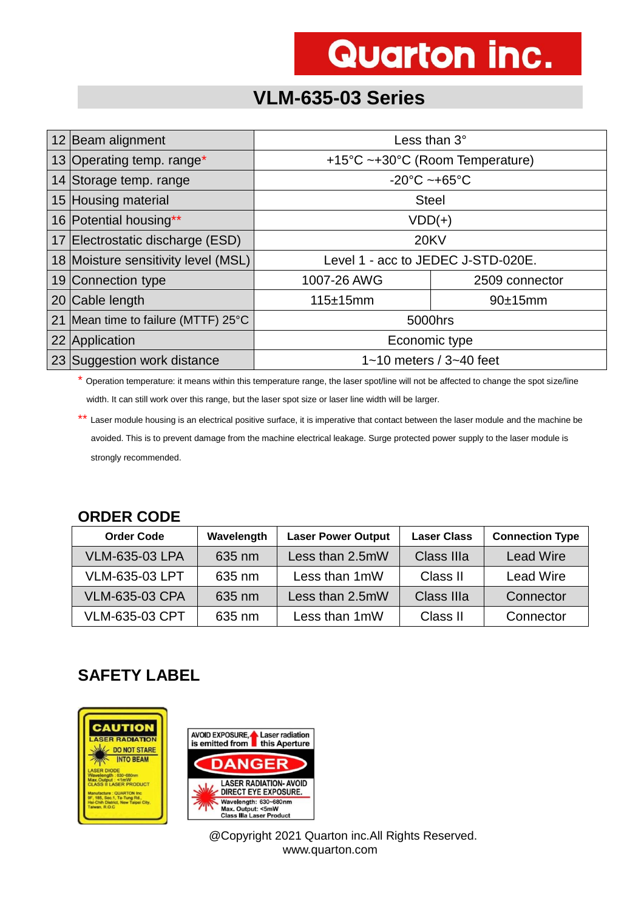Quarton inc.

## VLM-635-03 Series

| | | | |
|---|---|---|---|
| 12 | Beam alignment | Less than 3° | |
| 13 | Operating temp. range* | +15°C ~+30°C (Room Temperature) | |
| 14 | Storage temp. range | -20°C ~+65°C | |
| 15 | Housing material | Steel | |
| 16 | Potential housing** | VDD(+) | |
| 17 | Electrostatic discharge (ESD) | 20KV | |
| 18 | Moisture sensitivity level (MSL) | Level 1 - acc to JEDEC J-STD-020E. | |
| 19 | Connection type | 1007-26 AWG | 2509 connector |
| 20 | Cable length | 115±15mm | 90±15mm |
| 21 | Mean time to failure (MTTF) 25°C | 5000hrs | |
| 22 | Application | Economic type | |
| 23 | Suggestion work distance | 1~10 meters / 3~40 feet | |

\* Operation temperature: it means within this temperature range, the laser spot/line will not be affected to change the spot size/line width. It can still work over this range, but the laser spot size or laser line width will be larger.

\** Laser module housing is an electrical positive surface, it is imperative that contact between the laser module and the machine be avoided. This is to prevent damage from the machine electrical leakage. Surge protected power supply to the laser module is strongly recommended.

### ORDER CODE

| Order Code | Wavelength | Laser Power Output | Laser Class | Connection Type |
|---|---|---|---|---|
| VLM-635-03 LPA | 635 nm | Less than 2.5mW | Class IIIa | Lead Wire |
| VLM-635-03 LPT | 635 nm | Less than 1mW | Class II | Lead Wire |
| VLM-635-03 CPA | 635 nm | Less than 2.5mW | Class IIIa | Connector |
| VLM-635-03 CPT | 635 nm | Less than 1mW | Class II | Connector |

### SAFETY LABEL

CAUTION
LASER RADIATION
DO NOT STARE INTO BEAM
LASER DIODE
Wavelength : 630~680nm
Max Output : <1mW
CLASS II LASER PRODUCT
Manufacture : QUARTON Inc
9F, 165, Sec.1, Ta-Tung Rd., Hsi-Chih District, New Taipei City, Taiwan, R.O.C

AVOID EXPOSURE, Laser radiation is emitted from this Aperture
DANGER
LASER RADIATION- AVOID DIRECT EYE EXPOSURE.
Wavelength: 630~680nm
Max. Output: <5mW
Class IIIa Laser Product

@Copyright 2021 Quarton inc.All Rights Reserved.
www.quarton.com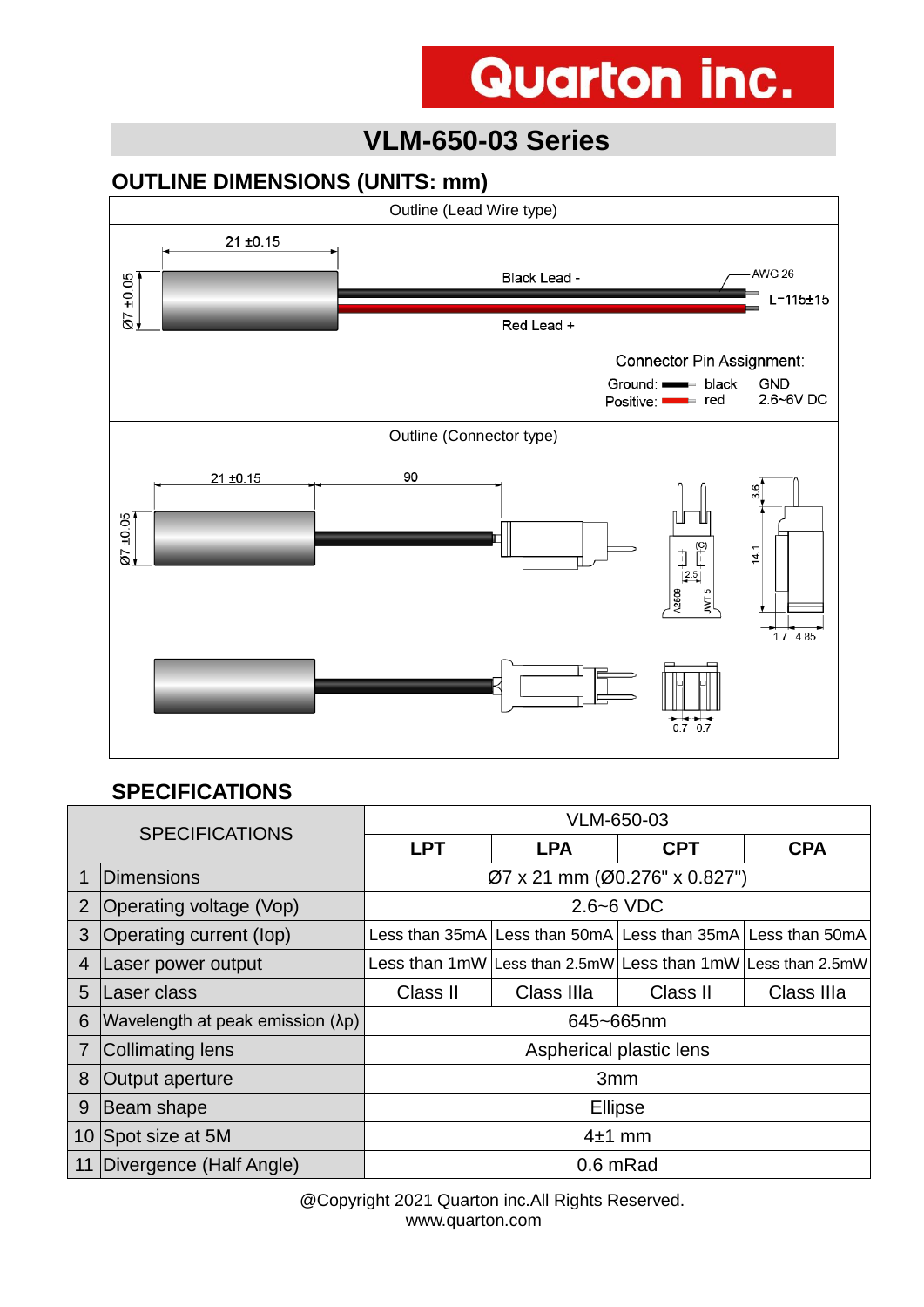Quarton inc.

# VLM-650-03 Series

## OUTLINE DIMENSIONS (UNITS: mm)

Outline (Lead Wire type)

21 ±0.15

Ø7 ±0.05

Black Lead -

Red Lead +

AWG 26

L=115±15

Connector Pin Assignment:

Ground: black GND

Positive: red 2.6~6V DC

Outline (Connector type)

21 ±0.15

90

Ø7 ±0.05

3.6

14.1

2.5

(C)

A2509

JWT 5

1.7 4.85

0.7 0.7

## SPECIFICATIONS

| | SPECIFICATIONS | VLM-650-03 | | | |
|---|---|---|---|---|---|
| | | LPT | LPA | CPT | CPA |
| 1 | Dimensions | Ø7 x 21 mm (Ø0.276" x 0.827") | | | |
| 2 | Operating voltage (Vop) | 2.6~6 VDC | | | |
| 3 | Operating current (Iop) | Less than 35mA | Less than 50mA | Less than 35mA | Less than 50mA |
| 4 | Laser power output | Less than 1mW | Less than 2.5mW | Less than 1mW | Less than 2.5mW |
| 5 | Laser class | Class II | Class IIIa | Class II | Class IIIa |
| 6 | Wavelength at peak emission (λp) | 645~665nm | | | |
| 7 | Collimating lens | Aspherical plastic lens | | | |
| 8 | Output aperture | 3mm | | | |
| 9 | Beam shape | Ellipse | | | |
| 10 | Spot size at 5M | 4±1 mm | | | |
| 11 | Divergence (Half Angle) | 0.6 mRad | | | |

@Copyright 2021 Quarton inc.All Rights Reserved.
www.quarton.com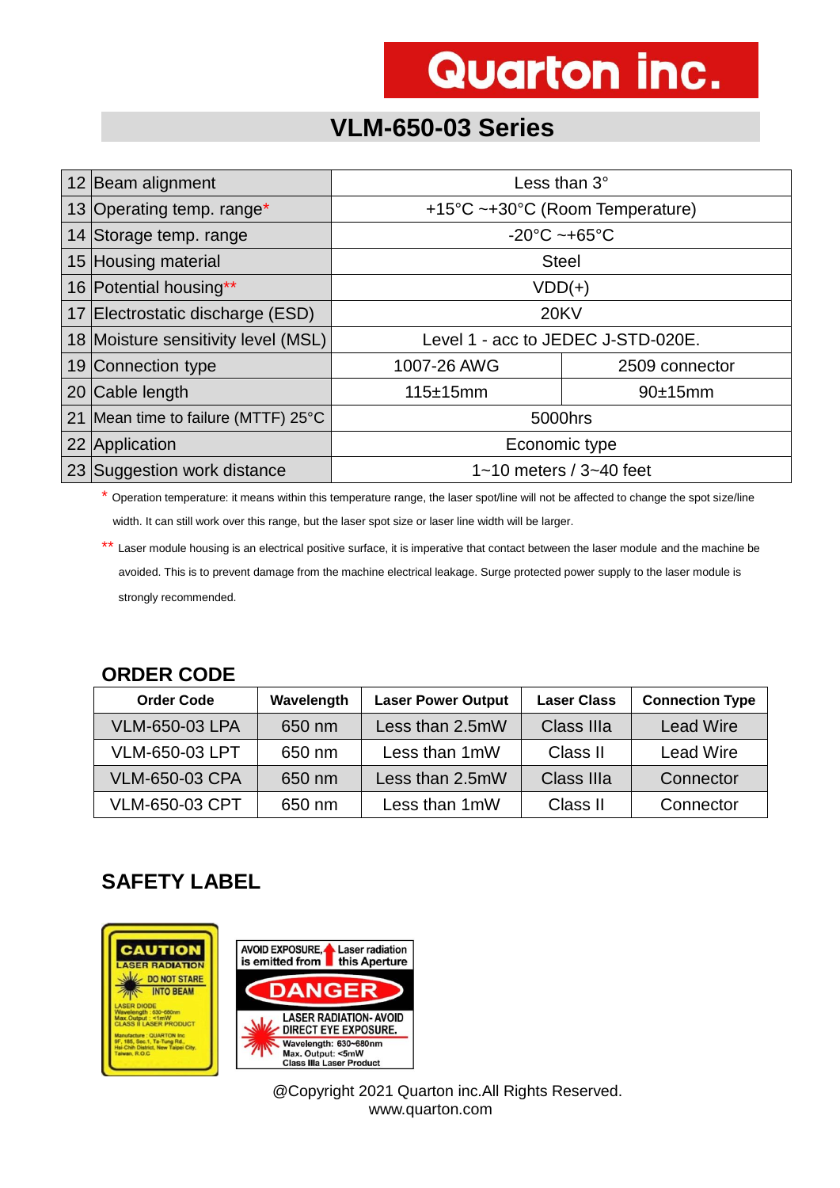# Quarton inc.

## VLM-650-03 Series

| | | | |
|---|---|---|---|
| 12 | Beam alignment | Less than 3° | |
| 13 | Operating temp. range* | +15°C ~+30°C (Room Temperature) | |
| 14 | Storage temp. range | -20°C ~+65°C | |
| 15 | Housing material | Steel | |
| 16 | Potential housing** | VDD(+) | |
| 17 | Electrostatic discharge (ESD) | 20KV | |
| 18 | Moisture sensitivity level (MSL) | Level 1 - acc to JEDEC J-STD-020E. | |
| 19 | Connection type | 1007-26 AWG | 2509 connector |
| 20 | Cable length | 115±15mm | 90±15mm |
| 21 | Mean time to failure (MTTF) 25°C | 5000hrs | |
| 22 | Application | Economic type | |
| 23 | Suggestion work distance | 1~10 meters / 3~40 feet | |

\* Operation temperature: it means within this temperature range, the laser spot/line will not be affected to change the spot size/line width. It can still work over this range, but the laser spot size or laser line width will be larger.

\*\* Laser module housing is an electrical positive surface, it is imperative that contact between the laser module and the machine be avoided. This is to prevent damage from the machine electrical leakage. Surge protected power supply to the laser module is strongly recommended.

## ORDER CODE

| Order Code | Wavelength | Laser Power Output | Laser Class | Connection Type |
|---|---|---|---|---|
| VLM-650-03 LPA | 650 nm | Less than 2.5mW | Class IIIa | Lead Wire |
| VLM-650-03 LPT | 650 nm | Less than 1mW | Class II | Lead Wire |
| VLM-650-03 CPA | 650 nm | Less than 2.5mW | Class IIIa | Connector |
| VLM-650-03 CPT | 650 nm | Less than 1mW | Class II | Connector |

## SAFETY LABEL

CAUTION
LASER RADIATION
DO NOT STARE INTO BEAM
LASER DIODE
Wavelength : 630~680nm
Max.Output : <1mW
CLASS II LASER PRODUCT
Manufacture : QUARTON Inc
9F, 185, Sec.1, Ta-Tung Rd., Hsi-Chih District, New Taipei City, Taiwan, R.O.C

AVOID EXPOSURE, Laser radiation is emitted from this Aperture
DANGER
LASER RADIATION- AVOID DIRECT EYE EXPOSURE.
Wavelength: 630~680nm
Max. Output: <5mW
Class IIIa Laser Product

@Copyright 2021 Quarton inc.All Rights Reserved.
www.quarton.com